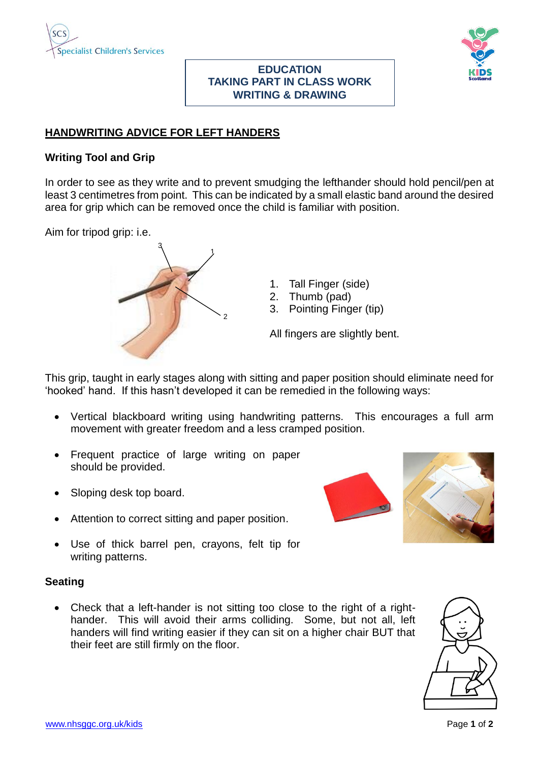# EDUCATION
# TAKING PART IN CLASS WORK
# WRITING & DRAWING

## HANDWRITING ADVICE FOR LEFT HANDERS

### Writing Tool and Grip

In order to see as they write and to prevent smudging the lefthander should hold pencil/pen at least 3 centimetres from point. This can be indicated by a small elastic band around the desired area for grip which can be removed once the child is familiar with position.

Aim for tripod grip: i.e.

1. Tall Finger (side)
2. Thumb (pad)
3. Pointing Finger (tip)

All fingers are slightly bent.

This grip, taught in early stages along with sitting and paper position should eliminate need for 'hooked' hand. If this hasn't developed it can be remedied in the following ways:

- Vertical blackboard writing using handwriting patterns. This encourages a full arm movement with greater freedom and a less cramped position.
- Frequent practice of large writing on paper should be provided.
- Sloping desk top board.
- Attention to correct sitting and paper position.
- Use of thick barrel pen, crayons, felt tip for writing patterns.

### Seating

- Check that a left-hander is not sitting too close to the right of a right-hander. This will avoid their arms colliding. Some, but not all, left handers will find writing easier if they can sit on a higher chair BUT that their feet are still firmly on the floor.

www.nhsggc.org.uk/kids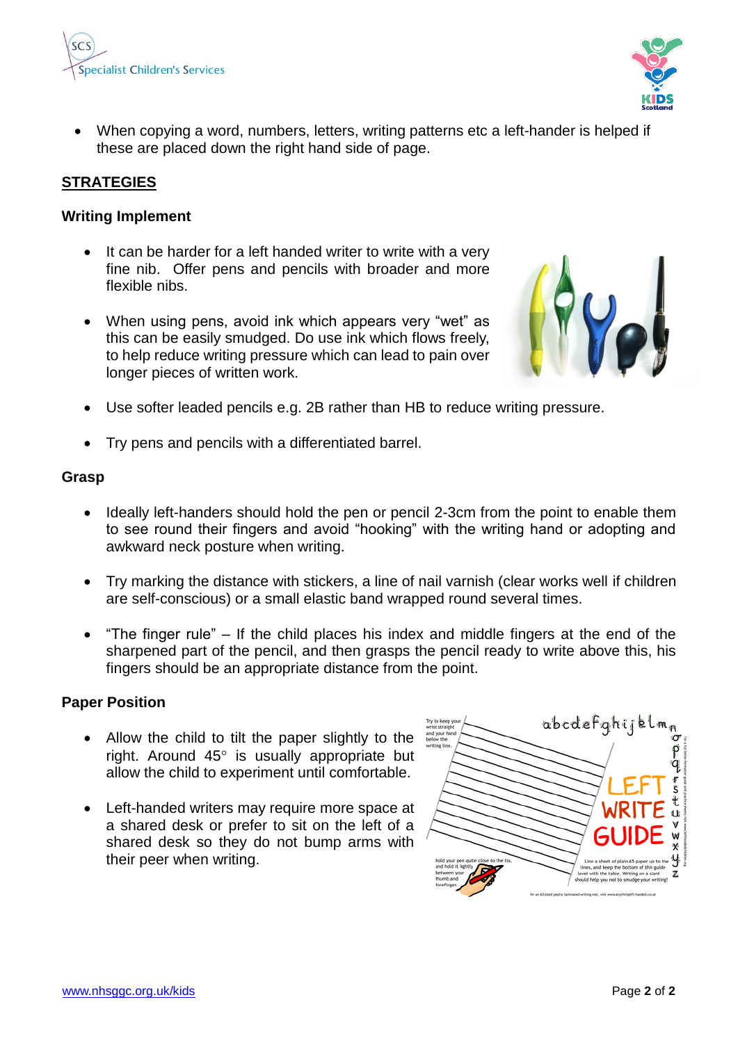- When copying a word, numbers, letters, writing patterns etc a left-hander is helped if these are placed down the right hand side of page.

## STRATEGIES

### Writing Implement

- It can be harder for a left handed writer to write with a very fine nib. Offer pens and pencils with broader and more flexible nibs.
- When using pens, avoid ink which appears very "wet" as this can be easily smudged. Do use ink which flows freely, to help reduce writing pressure which can lead to pain over longer pieces of written work.
- Use softer leaded pencils e.g. 2B rather than HB to reduce writing pressure.
- Try pens and pencils with a differentiated barrel.

### Grasp

- Ideally left-handers should hold the pen or pencil 2-3cm from the point to enable them to see round their fingers and avoid "hooking" with the writing hand or adopting and awkward neck posture when writing.
- Try marking the distance with stickers, a line of nail varnish (clear works well if children are self-conscious) or a small elastic band wrapped round several times.
- "The finger rule" – If the child places his index and middle fingers at the end of the sharpened part of the pencil, and then grasps the pencil ready to write above this, his fingers should be an appropriate distance from the point.

### Paper Position

- Allow the child to tilt the paper slightly to the right. Around 45° is usually appropriate but allow the child to experiment until comfortable.
- Left-handed writers may require more space at a shared desk or prefer to sit on the left of a shared desk so they do not bump arms with their peer when writing.

www.nhsggc.org.uk/kids